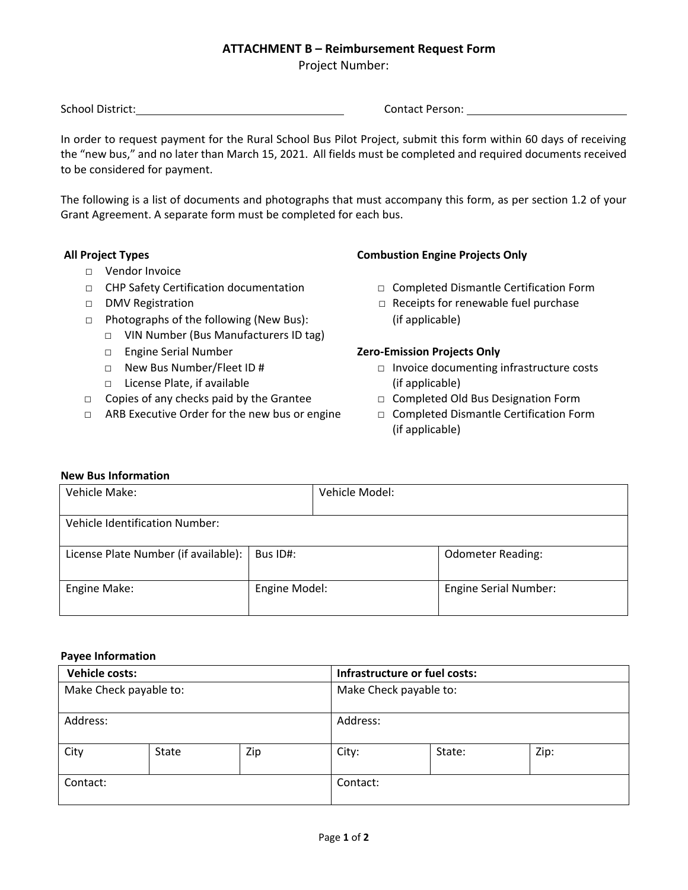# ATTACHMENT B – Reimbursement Request Form

Project Number:

School District: ______________________ Contact Person: ______________________

In order to request payment for the Rural School Bus Pilot Project, submit this form within 60 days of receiving the "new bus," and no later than March 15, 2021. All fields must be completed and required documents received to be considered for payment.

The following is a list of documents and photographs that must accompany this form, as per section 1.2 of your Grant Agreement. A separate form must be completed for each bus.

**All Project Types**

- □ Vendor Invoice
- □ CHP Safety Certification documentation
- □ DMV Registration
- □ Photographs of the following (New Bus):
  - □ VIN Number (Bus Manufacturers ID tag)
  - □ Engine Serial Number
  - □ New Bus Number/Fleet ID #
  - □ License Plate, if available
- □ Copies of any checks paid by the Grantee
- □ ARB Executive Order for the new bus or engine

**Combustion Engine Projects Only**

- □ Completed Dismantle Certification Form
- □ Receipts for renewable fuel purchase (if applicable)

**Zero-Emission Projects Only**

- □ Invoice documenting infrastructure costs (if applicable)
- □ Completed Old Bus Designation Form
- □ Completed Dismantle Certification Form (if applicable)

**New Bus Information**

| Vehicle Make: | | Vehicle Model: |
|---|---|---|
| Vehicle Identification Number: | | |
| License Plate Number (if available): | Bus ID#: | Odometer Reading: |
| Engine Make: | Engine Model: | Engine Serial Number: |

**Payee Information**

| Vehicle costs: | | | Infrastructure or fuel costs: | | |
|---|---|---|---|---|---|
| Make Check payable to: | | | Make Check payable to: | | |
| Address: | | | Address: | | |
| City | State | Zip | City: | State: | Zip: |
| Contact: | | | Contact: | | |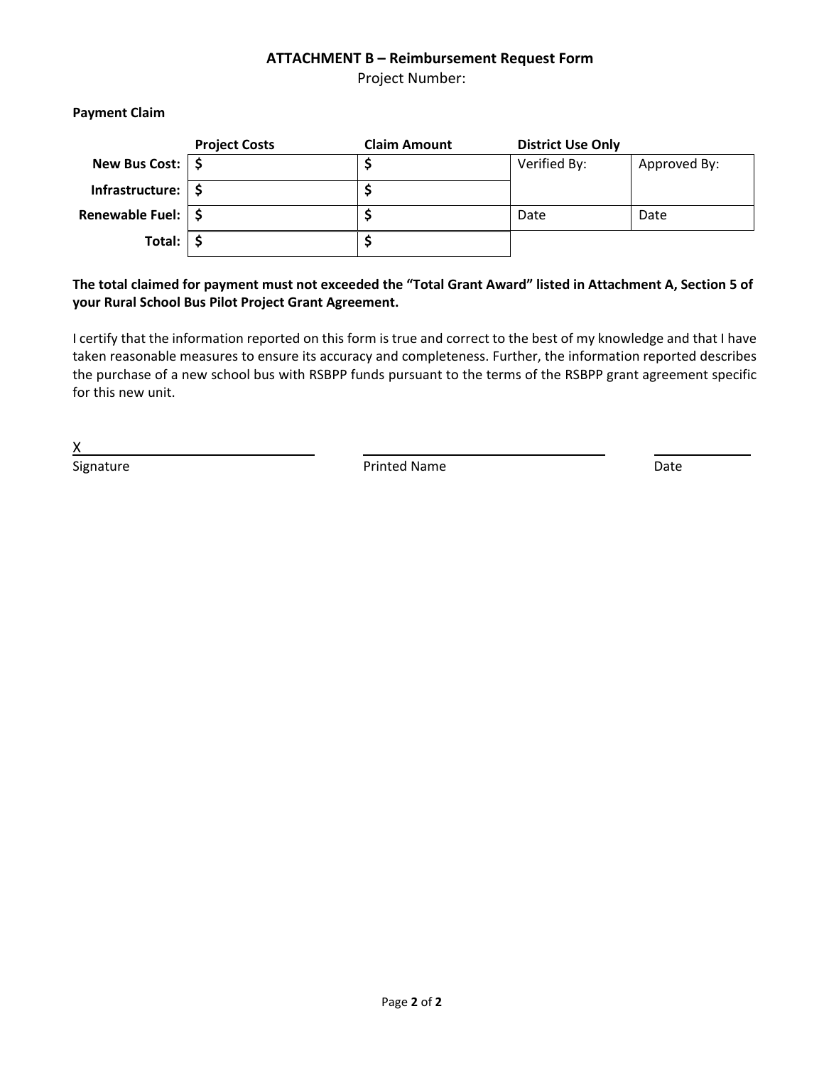**ATTACHMENT B – Reimbursement Request Form**

Project Number:

**Payment Claim**

| | Project Costs | Claim Amount | District Use Only | |
|---|---|---|---|---|
| **New Bus Cost:** | $ | $ | Verified By: | Approved By: |
| **Infrastructure:** | $ | $ | | |
| **Renewable Fuel:** | $ | $ | Date | Date |
| **Total:** | $ | $ | | |

**The total claimed for payment must not exceeded the "Total Grant Award" listed in Attachment A, Section 5 of your Rural School Bus Pilot Project Grant Agreement.**

I certify that the information reported on this form is true and correct to the best of my knowledge and that I have taken reasonable measures to ensure its accuracy and completeness. Further, the information reported describes the purchase of a new school bus with RSBPP funds pursuant to the terms of the RSBPP grant agreement specific for this new unit.

X______________________________ ______________________________ ____________

Signature Printed Name Date